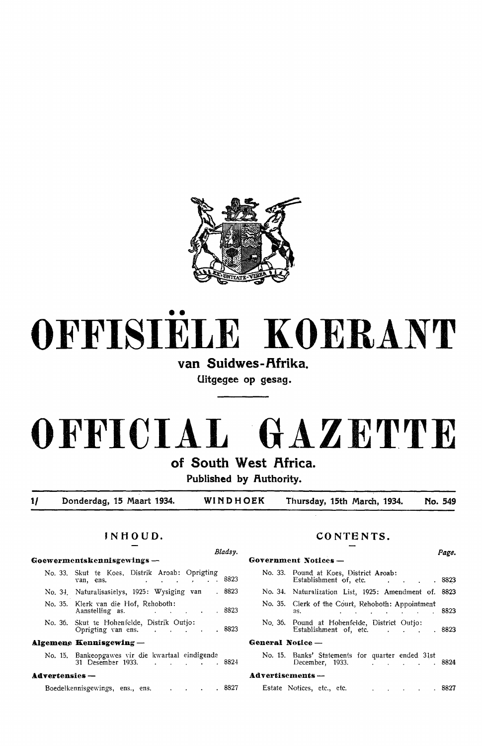# OFFISIËLE KOERANT

## van Suidwes-Afrika.

Uitgegee op gesag.

# OFFICIAL GAZETTE

## of South West Africa.

Published by Authority.

1/ Donderdag, 15 Maart 1934. WINDHOEK Thursday, 15th March, 1934. No. 549

### INHOUD.

| | Bladsy. |
|---|---|
| **Goewermentskennisgewings —** | |
| No. 33. Skut te Koes, Distrik Aroab: Oprigting van, ens. | 8823 |
| No. 34. Naturalisasielys, 1925: Wysiging van | 8823 |
| No. 35. Klerk van die Hof, Rehoboth: Aanstelling as. | 8823 |
| No. 36. Skut te Hohenfelde, Distrik Outjo: Oprigting van ens. | 8823 |
| **Algemene Kennisgewing —** | |
| No. 15. Bankeopgawes vir die kwartaal eindigende 31 Desember 1933. | 8824 |
| **Advertensies —** | |
| Boedelkennisgewings, ens., ens. | 8827 |

### CONTENTS.

| | Page. |
|---|---|
| **Government Notices —** | |
| No. 33. Pound at Koes, District Aroab: Establishment of, etc. | 8823 |
| No. 34. Naturalization List, 1925: Amendment of. | 8823 |
| No. 35. Clerk of the Court, Rehoboth: Appointment as. | 8823 |
| No. 36. Pound at Hohenfelde, District Outjo: Establishment of, etc. | 8823 |
| **General Notice —** | |
| No. 15. Banks' Statements for quarter ended 31st December, 1933. | 8824 |
| **Advertisements —** | |
| Estate Notices, etc., etc. | 8827 |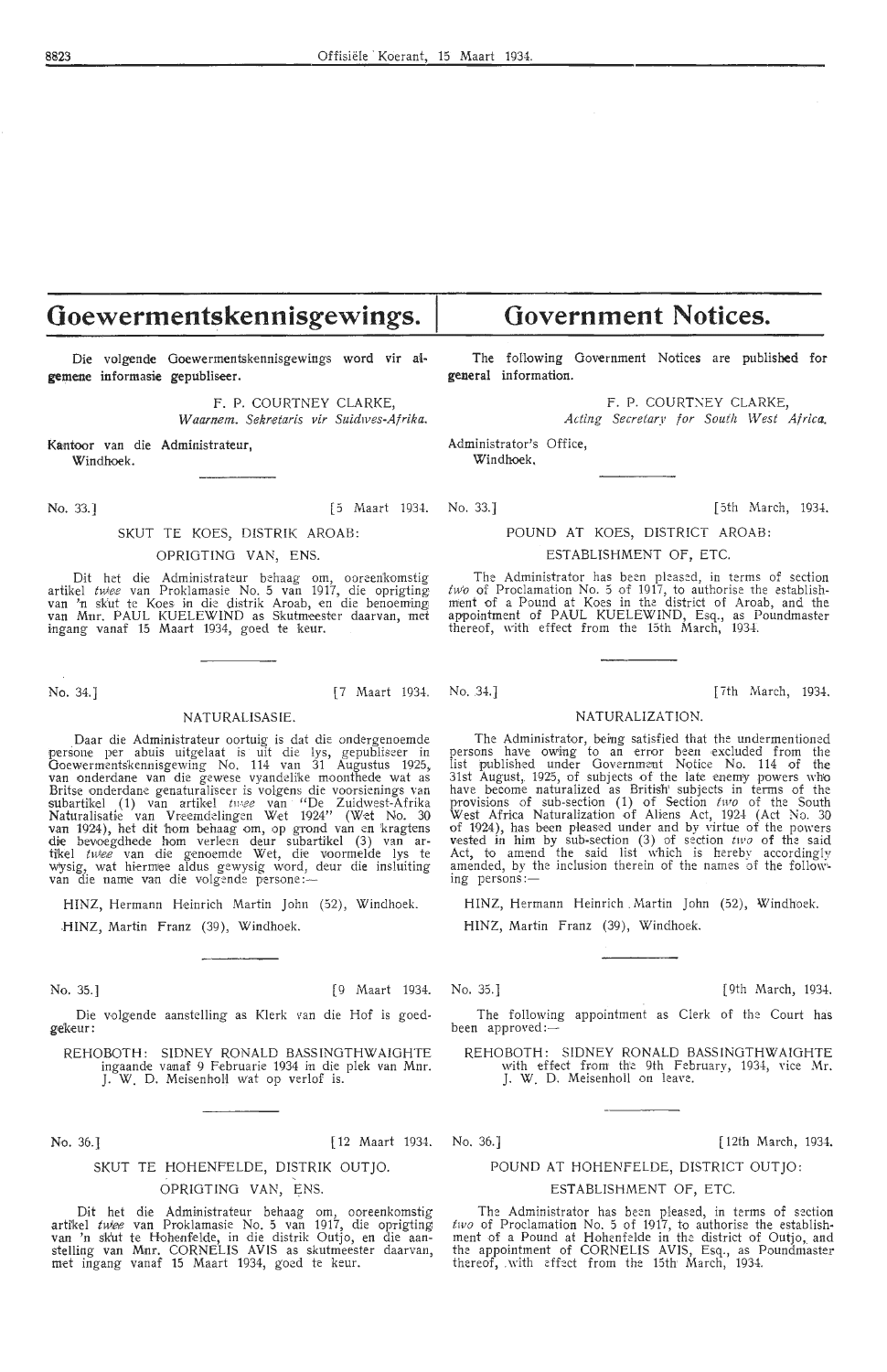# Goewermentskennisgewings.

Die volgende Goewermentskennisgewings word vir algemene informasie gepubliseer.

F. P. COURTNEY CLARKE,
*Waarnem. Sekretaris vir Suidwes-Afrika.*

Kantoor van die Administrateur,
Windhoek.

No. 33.] [5 Maart 1934.

SKUT TE KOES, DISTRIK AROAB:

OPRIGTING VAN, ENS.

Dit het die Administrateur behaag om, ooreenkomstig artikel *twee* van Proklamasie No. 5 van 1917, die oprigting van 'n skut te Koes in die distrik Aroab, en die benoeming van Mnr. PAUL KUELEWIND as Skutmeester daarvan, met ingang vanaf 15 Maart 1934, goed te keur.

No. 34.] [7 Maart 1934.

NATURALISASIE.

Daar die Administrateur oortuig is dat die ondergenoemde persone per abuis uitgelaat is uit die lys, gepubliseer in Goewermentskennisgewing No. 114 van 31 Augustus 1925, van onderdane van die gewese vyandelike moonthede wat as Britse onderdane genaturaliseer is volgens die voorsienings van subartikel (1) van artikel *twee* van "De Zuidwest-Afrika Naturalisatie van Vreemdelingen Wet 1924" (Wet No. 30 van 1924), het dit hom behaag om, op grond van en kragtens die bevoegdhede hom verleen deur subartikel (3) van artikel *twee* van die genoemde Wet, die voormelde lys te wysig, wat hiermee aldus gewysig word, deur die insluiting van die name van die volgende persone:—

HINZ, Hermann Heinrich Martin John (52), Windhoek.

HINZ, Martin Franz (39), Windhoek.

No. 35.] [9 Maart 1934.

Die volgende aanstelling as Klerk van die Hof is goedgekeur:

REHOBOTH: SIDNEY RONALD BASSINGTHWAIGHTE ingaande vanaf 9 Februarie 1934 in die plek van Mnr. J. W. D. Meisenholl wat op verlof is.

No. 36.] [12 Maart 1934.

SKUT TE HOHENFELDE, DISTRIK OUTJO.

OPRIGTING VAN, ENS.

Dit het die Administrateur behaag om, ooreenkomstig artikel *twee* van Proklamasie No. 5 van 1917, die oprigting van 'n skut te Hohenfelde, in die distrik Outjo, en die aanstelling van Mnr. CORNELIS AVIS as skutmeester daarvan, met ingang vanaf 15 Maart 1934, goed te keur.

# Government Notices.

The following Government Notices are published for general information.

F. P. COURTNEY CLARKE,
*Acting Secretary for South West Africa.*

Administrator's Office,
Windhoek.

No. 33.] [5th March, 1934.

POUND AT KOES, DISTRICT AROAB:

ESTABLISHMENT OF, ETC.

The Administrator has been pleased, in terms of section *two* of Proclamation No. 5 of 1917, to authorise the establishment of a Pound at Koes in the district of Aroab, and the appointment of PAUL KUELEWIND, Esq., as Poundmaster thereof, with effect from the 15th March, 1934.

No. 34.] [7th March, 1934.

NATURALIZATION.

The Administrator, being satisfied that the undermentioned persons have owing to an error been excluded from the list published under Government Notice No. 114 of the 31st August, 1925, of subjects of the late enemy powers who have become naturalized as British subjects in terms of the provisions of sub-section (1) of Section *two* of the South West Africa Naturalization of Aliens Act, 1924 (Act No. 30 of 1924), has been pleased under and by virtue of the powers vested in him by sub-section (3) of section *two* of the said Act, to amend the said list which is hereby accordingly amended, by the inclusion therein of the names of the following persons:—

HINZ, Hermann Heinrich Martin John (52), Windhoek.

HINZ, Martin Franz (39), Windhoek.

No. 35.] [9th March, 1934.

The following appointment as Clerk of the Court has been approved:—

REHOBOTH: SIDNEY RONALD BASSINGTHWAIGHTE with effect from the 9th February, 1934, vice Mr. J. W. D. Meisenholl on leave.

No. 36.] [12th March, 1934.

POUND AT HOHENFELDE, DISTRICT OUTJO:

ESTABLISHMENT OF, ETC.

The Administrator has been pleased, in terms of section *two* of Proclamation No. 5 of 1917, to authorise the establishment of a Pound at Hohenfelde in the district of Outjo, and the appointment of CORNELIS AVIS, Esq., as Poundmaster thereof, with effect from the 15th March, 1934.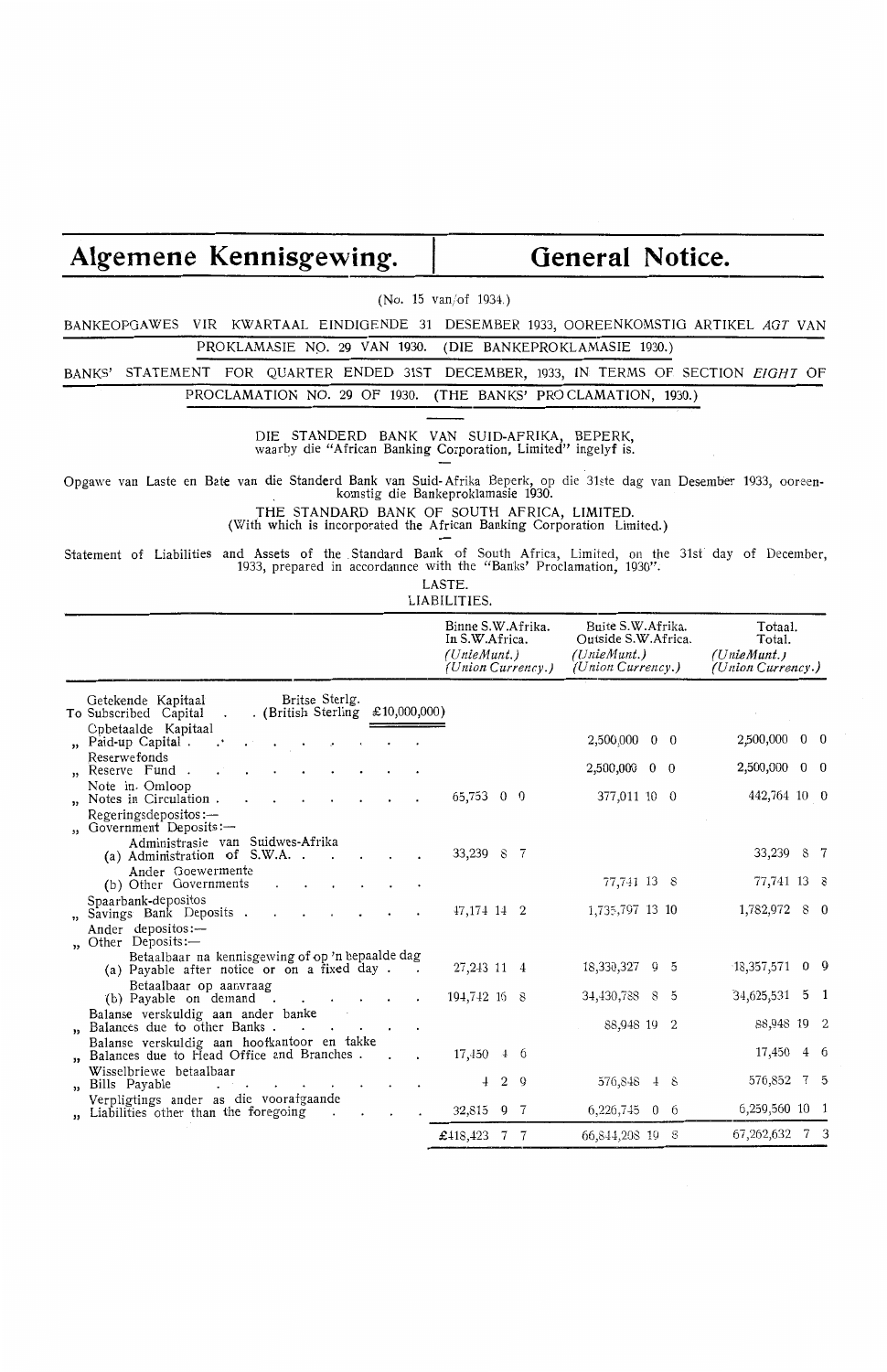# Algemene Kennisgewing.

# General Notice.

(No. 15 van/of 1934.)

BANKEOPGAWES VIR KWARTAAL EINDIGENDE 31 DESEMBER 1933, OOREENKOMSTIG ARTIKEL *AGT* VAN PROKLAMASIE NO. 29 VAN 1930. (DIE BANKEPROKLAMASIE 1930.)

BANKS' STATEMENT FOR QUARTER ENDED 31ST DECEMBER, 1933, IN TERMS OF SECTION *EIGHT* OF PROCLAMATION NO. 29 OF 1930. (THE BANKS' PROCLAMATION, 1930.)

DIE STANDERD BANK VAN SUID-AFRIKA, BEPERK, waarby die "African Banking Corporation, Limited" ingelyf is.

Opgawe van Laste en Bate van die Standerd Bank van Suid-Afrika Beperk, op die 31ste dag van Desember 1933, ooreenkomstig die Bankeproklamasie 1930.

THE STANDARD BANK OF SOUTH AFRICA, LIMITED.
(With which is incorporated the African Banking Corporation Limited.)

Statement of Liabilities and Assets of the Standard Bank of South Africa, Limited, on the 31st day of December, 1933, prepared in accordannce with the "Banks' Proclamation, 1930".

LASTE.
LIABILITIES.

| | Binne S.W.Afrika. In S.W.Africa. *(UnieMunt.)* *(Union Currency.)* | Buite S.W.Afrika. Outside S.W.Africa. *(UnieMunt.)* *(Union Currency.)* | Totaal. Total. *(UnieMunt.)* *(Union Currency.)* |
|---|---|---|---|
| Getekende Kapitaal / To Subscribed Capital . . Britse Sterlg. (British Sterling £10,000,000) | | | |
| Opbetaalde Kapitaal / „ Paid-up Capital | | 2,500,000 0 0 | 2,500,000 0 0 |
| Reserwefonds / „ Reserve Fund | | 2,500,000 0 0 | 2,500,000 0 0 |
| Note in Omloop / „ Notes in Circulation | 65,753 0 0 | 377,011 10 0 | 442,764 10 0 |
| Regeringsdepositos:— / „ Government Deposits:— | | | |
| Administrasie van Suidwes-Afrika / (a) Administration of S.W.A. | 33,239 8 7 | | 33,239 8 7 |
| Ander Goewermente / (b) Other Governments | | 77,741 13 8 | 77,741 13 8 |
| Spaarbank-depositos / „ Savings Bank Deposits | 47,174 14 2 | 1,735,797 13 10 | 1,782,972 8 0 |
| Ander depositos:— / „ Other Deposits:— | | | |
| Betaalbaar na kennisgewing of op 'n bepaalde dag / (a) Payable after notice or on a fixed day | 27,243 11 4 | 18,330,327 9 5 | 18,357,571 0 9 |
| Betaalbaar op aanvraag / (b) Payable on demand | 194,742 16 8 | 34,430,788 8 5 | 34,625,531 5 1 |
| Balanse verskuldig aan ander banke / „ Balances due to other Banks | | 88,948 19 2 | 88,948 19 2 |
| Balanse verskuldig aan hoofkantoor en takke / „ Balances due to Head Office and Branches | 17,450 4 6 | | 17,450 4 6 |
| Wisselbriewe betaalbaar / „ Bills Payable | 4 2 9 | 576,848 4 8 | 576,852 7 5 |
| Verpligtings ander as die voorafgaande / „ Liabilities other than the foregoing | 32,815 9 7 | 6,226,745 0 6 | 6,259,560 10 1 |
| | £418,423 7 7 | 66,844,208 19 8 | 67,262,632 7 3 |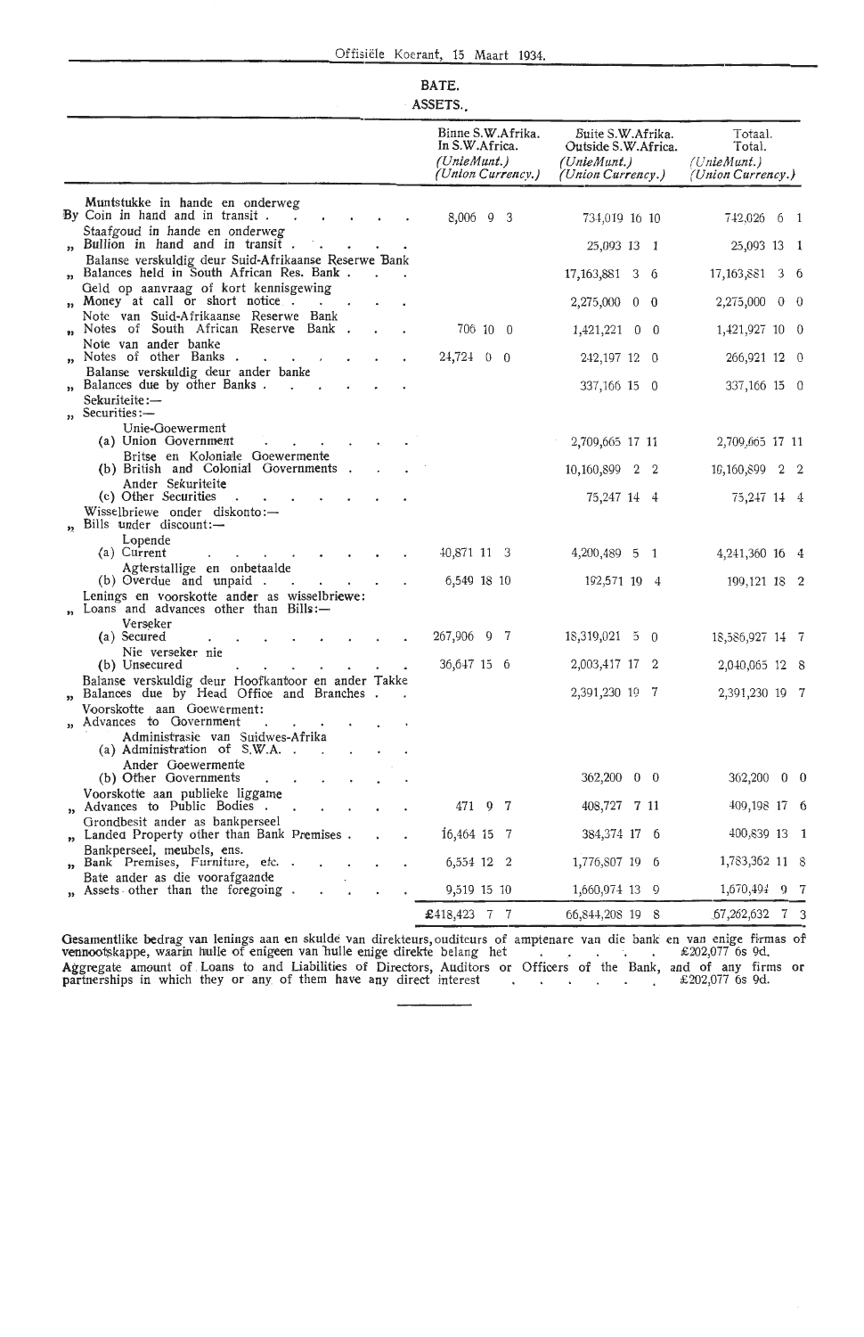## BATE.
## ASSETS.

| | Binne S.W.Afrika. In S.W.Africa. *(UnieMunt.) (Union Currency.)* | Buite S.W.Afrika. Outside S.W.Africa. *(UnieMunt.) (Union Currency.)* | Totaal. Total. *(UnieMunt.) (Union Currency.)* |
|---|---|---|---|
| Muntstukke in hande en onderweg<br>By Coin in hand and in transit | 8,006 9 3 | 734,019 16 10 | 742,026 6 1 |
| Staafgoud in hande en onderweg<br>„ Bullion in hand and in transit | | 25,093 13 1 | 25,093 13 1 |
| Balanse verskuldig deur Suid-Afrikaanse Reserwe Bank<br>„ Balances held in South African Res. Bank | | 17,163,881 3 6 | 17,163,881 3 6 |
| Geld op aanvraag of kort kennisgewing<br>„ Money at call or short notice | | 2,275,000 0 0 | 2,275,000 0 0 |
| Note van Suid-Afrikaanse Reserwe Bank<br>„ Notes of South African Reserve Bank | 706 10 0 | 1,421,221 0 0 | 1,421,927 10 0 |
| Note van ander banke<br>„ Notes of other Banks | 24,724 0 0 | 242,197 12 0 | 266,921 12 0 |
| Balanse verskuldig deur ander banke<br>„ Balances due by other Banks | | 337,166 15 0 | 337,166 15 0 |
| Sekuriteite:—<br>„ Securities:— | | | |
| Unie-Goewerment<br>(a) Union Government | | 2,709,665 17 11 | 2,709,665 17 11 |
| Britse en Koloniale Goewermente<br>(b) British and Colonial Governments | | 10,160,899 2 2 | 10,160,899 2 2 |
| Ander Sekuriteite<br>(c) Other Securities | | 75,247 14 4 | 75,247 14 4 |
| Wisselbriewe onder diskonto:—<br>„ Bills under discount:— | | | |
| Lopende<br>(a) Current | 40,871 11 3 | 4,200,489 5 1 | 4,241,360 16 4 |
| Agterstallige en onbetaalde<br>(b) Overdue and unpaid | 6,549 18 10 | 192,571 19 4 | 199,121 18 2 |
| Lenings en voorskotte ander as wisselbriewe:<br>„ Loans and advances other than Bills:— | | | |
| Verseker<br>(a) Secured | 267,906 9 7 | 18,319,021 5 0 | 18,586,927 14 7 |
| Nie verseker nie<br>(b) Unsecured | 36,647 15 6 | 2,003,417 17 2 | 2,040,065 12 8 |
| Balanse verskuldig deur Hoofkantoor en ander Takke<br>„ Balances due by Head Office and Branches | | 2,391,230 19 7 | 2,391,230 19 7 |
| Voorskotte aan Goewerment:<br>„ Advances to Government | | | |
| Administrasie van Suidwes-Afrika<br>(a) Administration of S.W.A. | | | |
| Ander Goewermente<br>(b) Other Governments | | 362,200 0 0 | 362,200 0 0 |
| Voorskotte aan publieke liggame<br>„ Advances to Public Bodies | 471 9 7 | 408,727 7 11 | 409,198 17 6 |
| Grondbesit ander as bankperseel<br>„ Landed Property other than Bank Premises | 16,464 15 7 | 384,374 17 6 | 400,839 13 1 |
| Bankperseel, meubels, ens.<br>„ Bank Premises, Furniture, etc. | 6,554 12 2 | 1,776,807 19 6 | 1,783,362 11 8 |
| Bate ander as die voorafgaande<br>„ Assets other than the foregoing | 9,519 15 10 | 1,660,974 13 9 | 1,670,494 9 7 |
| | £418,423 7 7 | 66,844,208 19 8 | 67,262,632 7 3 |

Gesamentlike bedrag van lenings aan en skulde van direkteurs, ouditeurs of amptenare van die bank en van enige firmas of vennootskappe, waarin hulle of enigeen van hulle enige direkte belang het . . . . . . £202,077 6s 9d.

Aggregate amount of Loans to and Liabilities of Directors, Auditors or Officers of the Bank, and of any firms or partnerships in which they or any of them have any direct interest . . . . . . . £202,077 6s 9d.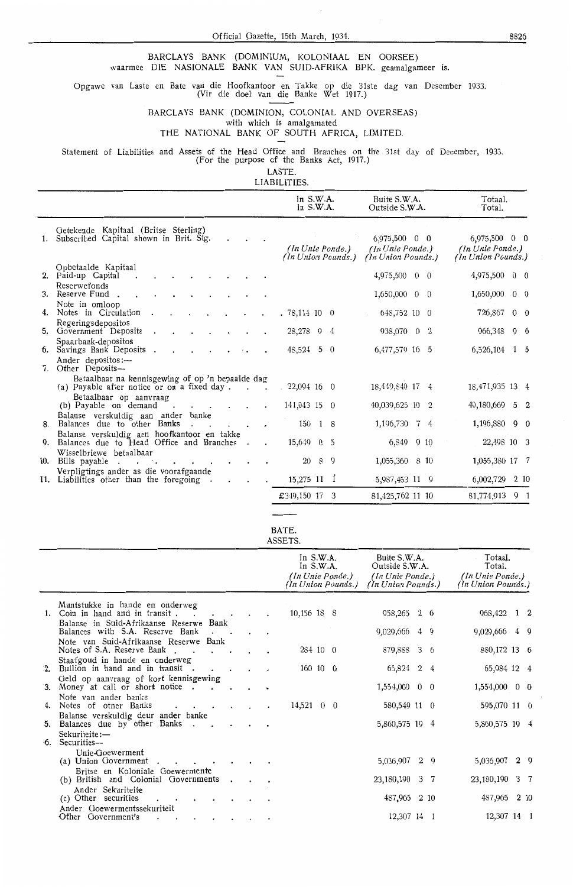BARCLAYS BANK (DOMINIUM, KOLONIAAL EN OORSEE) waarmee DIE NASIONALE BANK VAN SUID-AFRIKA BPK. geamalgameer is.

Opgawe van Laste en Bate van die Hoofkantoor en Takke op die 31ste dag van Desember 1933. (Vir die doel van die Banke Wet 1917.)

BARCLAYS BANK (DOMINION, COLONIAL AND OVERSEAS) with which is amalgamated THE NATIONAL BANK OF SOUTH AFRICA, LIMITED.

Statement of Liabilities and Assets of the Head Office and Branches on the 31st day of December, 1933. (For the purpose of the Banks Act, 1917.)

LASTE.
LIABILITIES.

| | In S.W.A. In S.W.A. | Buite S.W.A. Outside S.W.A. | Totaal. Total. |
|---|---|---|---|
| Getekende Kapitaal (Britse Sterling) 1. Subscribed Capital shown in Brit. Stg. | | 6,975,500 0 0 | 6,975,500 0 0 |
| | *(In Unie Ponde.) (In Union Pounds.)* | *(In Unie Ponde.) (In Union Pounds.)* | *(In Unie Ponde.) (In Union Pounds.)* |
| Opbetaalde Kapitaal 2. Paid-up Capital | | 4,975,500 0 0 | 4,975,500 0 0 |
| Reserwefonds 3. Reserve Fund | | 1,650,000 0 0 | 1,650,000 0 0 |
| Note in omloop 4. Notes in Circulation | 78,114 10 0 | 648,752 10 0 | 726,867 0 0 |
| Regeringsdepositos 5. Government Deposits | 28,278 9 4 | 938,070 0 2 | 966,348 9 6 |
| Spaarbank-depositos 6. Savings Bank Deposits | 48,524 5 0 | 6,477,579 16 5 | 6,526,104 1 5 |
| Ander depositos:— 7. Other Deposits— | | | |
| Betaalbaar na kennisgewing of op 'n bepaalde dag (a) Payable after notice or on a fixed day | 22,094 16 0 | 18,449,840 17 4 | 18,471,935 13 4 |
| Betaalbaar op aanvraag (b) Payable on demand | 141,043 15 0 | 40,039,625 10 2 | 40,180,669 5 2 |
| Balanse verskuldig aan ander banke 8. Balances due to other Banks | 150 1 8 | 1,196,730 7 4 | 1,196,880 9 0 |
| Balanse verskuldig aan hoofkantoor en takke 9. Balances due to Head Office and Branches | 15,649 0 5 | 6,849 9 10 | 22,498 10 3 |
| Wisselbriewe betaalbaar 10. Bills payable | 20 8 9 | 1,055,360 8 10 | 1,055,380 17 7 |
| Verpligtings ander as die voorafgaande 11. Liabilities other than the foregoing | 15,275 11 1 | 5,987,453 11 9 | 6,002,729 2 10 |
| | £349,150 17 3 | 81,425,762 11 10 | 81,774,913 9 1 |

BATE.
ASSETS.

| | In S.W.A. In S.W.A. *(In Unie Ponde.) (In Union Pounds.)* | Buite S.W.A. Outside S.W.A. *(In Unie Ponde.) (In Union Pounds.)* | Totaal. Total. *(In Unie Ponde.) (In Union Pounds.)* |
|---|---|---|---|
| Muntstukke in hande en onderweg 1. Coin in hand and in transit | 10,156 18 8 | 958,265 2 6 | 968,422 1 2 |
| Balanse in Suid-Afrikaanse Reserwe Bank Balances with S.A. Reserve Bank | | 9,029,666 4 9 | 9,029,666 4 9 |
| Note van Suid-Afrikaanse Reserwe Bank Notes of S.A. Reserve Bank | 284 10 0 | 879,888 3 6 | 880,172 13 6 |
| Staafgoud in hande en onderweg 2. Bullion in hand and in transit | 160 10 0 | 65,824 2 4 | 65,984 12 4 |
| Geld op aanvraag of kort kennisgewing 3. Money at call or short notice | | 1,554,000 0 0 | 1,554,000 0 0 |
| Note van ander banke 4. Notes of other Banks | 14,521 0 0 | 580,549 11 0 | 595,070 11 0 |
| Balanse verskuldig deur ander banke 5. Balances due by other Banks | | 5,860,575 19 4 | 5,860,575 19 4 |
| Sekuriteite:— 6. Securities— | | | |
| Unie-Goewerment (a) Union Government | | 5,036,907 2 9 | 5,036,907 2 9 |
| Britse en Koloniale Goewermente (b) British and Colonial Governments | | 23,180,190 3 7 | 23,180,190 3 7 |
| Ander Sekuriteite (c) Other securities | | 487,965 2 10 | 487,965 2 10 |
| Ander Goewermentssekuriteit Other Government's | | 12,307 14 1 | 12,307 14 1 |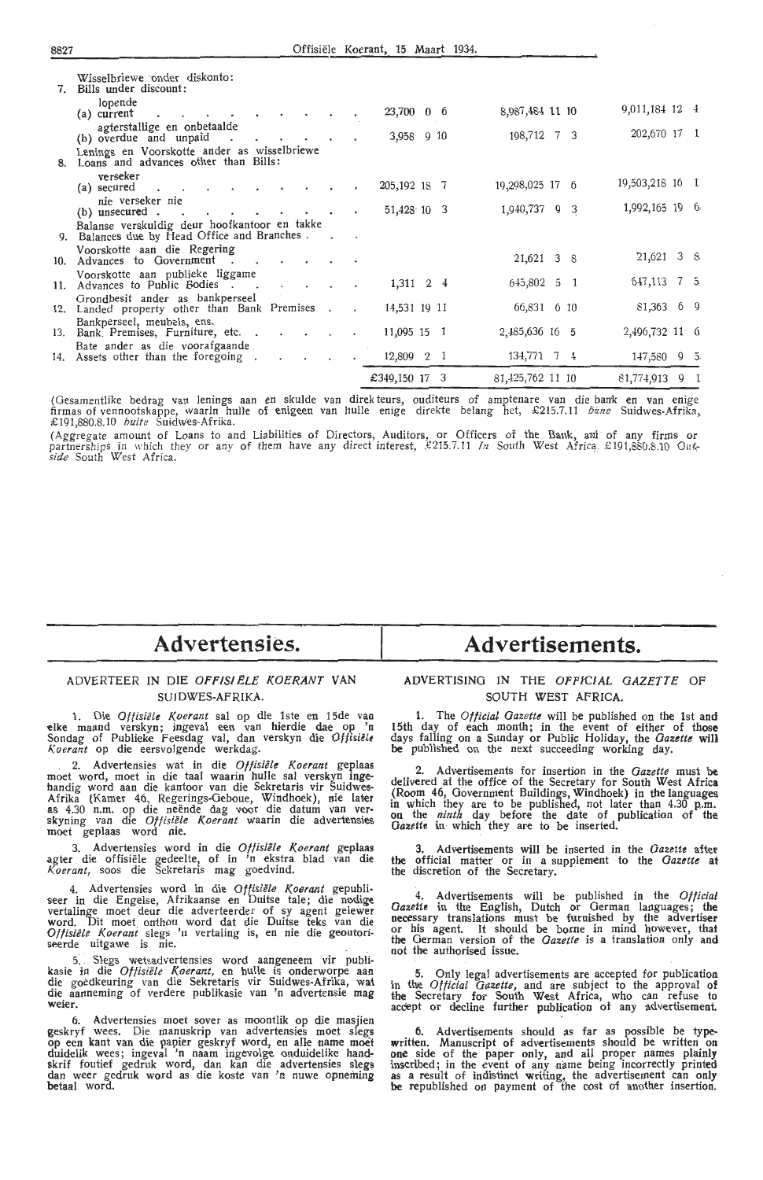| | | | | |
|---|---|---|---|---|
| 7. | Wisselbriewe onder diskonto: Bills under discount: | | | |
| | lopende (a) current | 23,700 0 6 | 8,987,484 11 10 | 9,011,184 12 4 |
| | agterstallige en onbetaalde (b) overdue and unpaid | 3,958 9 10 | 198,712 7 3 | 202,670 17 1 |
| 8. | Lenings en Voorskotte ander as wisselbriewe Loans and advances other than Bills: | | | |
| | verseker (a) secured | 205,192 18 7 | 19,298,025 17 6 | 19,503,218 16 1 |
| | nie verseker nie (b) unsecured | 51,428 10 3 | 1,940,737 9 3 | 1,992,165 19 6 |
| 9. | Balanse verskuldig deur hoofkantoor en takke Balances due by Head Office and Branches | | | |
| 10. | Voorskotte aan die Regering Advances to Government | | 21,621 3 8 | 21,621 3 8 |
| 11. | Voorskotte aan publieke liggame Advances to Public Bodies | 1,311 2 4 | 645,802 5 1 | 647,113 7 5 |
| 12. | Grondbesit ander as bankperseel Landed property other than Bank Premises | 14,531 19 11 | 66,831 6 10 | 81,363 6 9 |
| 13. | Bankperseel, meubels, ens. Bank Premises, Furniture, etc. | 11,095 15 1 | 2,485,636 16 5 | 2,496,732 11 6 |
| 14. | Bate ander as die voorafgaande Assets other than the foregoing | 12,809 2 1 | 134,771 7 4 | 147,580 9 5 |
| | | £349,150 17 3 | 81,425,762 11 10 | 81,774,913 9 1 |

(Gesamentlike bedrag van lenings aan en skulde van direkteurs, ouditeurs of amptenare van die bank en van enige firmas of vennootskappe, waarin hulle of enigeen van hulle enige direkte belang het, £215.7.11 *binne* Suidwes-Afrika, £191,880.8.10 *buite* Suidwes-Afrika.

(Aggregate amount of Loans to and Liabilities of Directors, Auditors, or Officers of the Bank, and of any firms or partnerships in which they or any of them have any direct interest, £215.7.11 *In* South West Africa. £191,880.8.10 *Outside* South West Africa.

# Advertensies.

## ADVERTEER IN DIE *OFFISIËLE KOERANT* VAN SUIDWES-AFRIKA.

1. Die *Offisiële Koerant* sal op die 1ste en 15de van elke maand verskyn; ingeval een van hierdie dae op 'n Sondag of Publieke Feesdag val, dan verskyn die *Offisiële Koerant* op die eersvolgende werkdag.

2. Advertensies wat in die *Offisiële Koerant* geplaas moet word, moet in die taal waarin hulle sal verskyn ingehandig word aan die kantoor van die Sekretaris vir Suidwes-Afrika (Kamer 46, Regerings-Geboue, Windhoek), nie later as 4.30 n.m. op die neënde dag voor die datum van verskyning van die *Offisiële Koerant* waarin die advertensies moet geplaas word nie.

3. Advertensies word in die *Offisiële Koerant* geplaas agter die offisiële gedeelte, of in 'n ekstra blad van die *Koerant*, soos die Sekretaris mag goedvind.

4. Advertensies word in die *Offisiële Koerant* gepubliseer in die Engelse, Afrikaanse en Duitse tale; die nodige vertalinge moet deur die adverteerder of sy agent gelewer word. Dit moet onthou word dat die Duitse teks van die *Offisiële Koerant* slegs 'n vertaling is, en nie die geoutoriseerde uitgawe is nie.

5. Slegs wetsadvertensies word aangeneem vir publikasie in die *Offisiële Koerant*, en hulle is onderworpe aan die goedkeuring van die Sekretaris vir Suidwes-Afrika, wat die aanneming of verdere publikasie van 'n advertensie mag weier.

6. Advertensies moet sover as moontlik op die masjien geskryf wees. Die manuskrip van advertensies moet slegs op een kant van die papier geskryf word, en alle name moet duidelik wees; ingeval 'n naam ingevolge onduidelike handskrif foutief gedruk word, dan kan die advertensies slegs dan weer gedruk word as die koste van 'n nuwe opneming betaal word.

# Advertisements.

## ADVERTISING IN THE *OFFICIAL GAZETTE* OF SOUTH WEST AFRICA.

1. The *Official Gazette* will be published on the 1st and 15th day of each month; in the event of either of those days falling on a Sunday or Public Holiday, the *Gazette* will be published on the next succeeding working day.

2. Advertisements for insertion in the *Gazette* must be delivered at the office of the Secretary for South West Africa (Room 46, Government Buildings, Windhoek) in the languages in which they are to be published, not later than 4.30 p.m. on the *ninth* day before the date of publication of the *Gazette* in which they are to be inserted.

3. Advertisements will be inserted in the *Gazette* after the official matter or in a supplement to the *Gazette* at the discretion of the Secretary.

4. Advertisements will be published in the *Official Gazette* in the English, Dutch or German languages; the necessary translations must be furnished by the advertiser or his agent. It should be borne in mind however, that the German version of the *Gazette* is a translation only and not the authorised issue.

5. Only legal advertisements are accepted for publication in the *Official Gazette*, and are subject to the approval of the Secretary for South West Africa, who can refuse to accept or decline further publication of any advertisement.

6. Advertisements should as far as possible be typewritten. Manuscript of advertisements should be written on one side of the paper only, and all proper names plainly inscribed; in the event of any name being incorrectly printed as a result of indistinct writing, the advertisement can only be republished on payment of the cost of another insertion.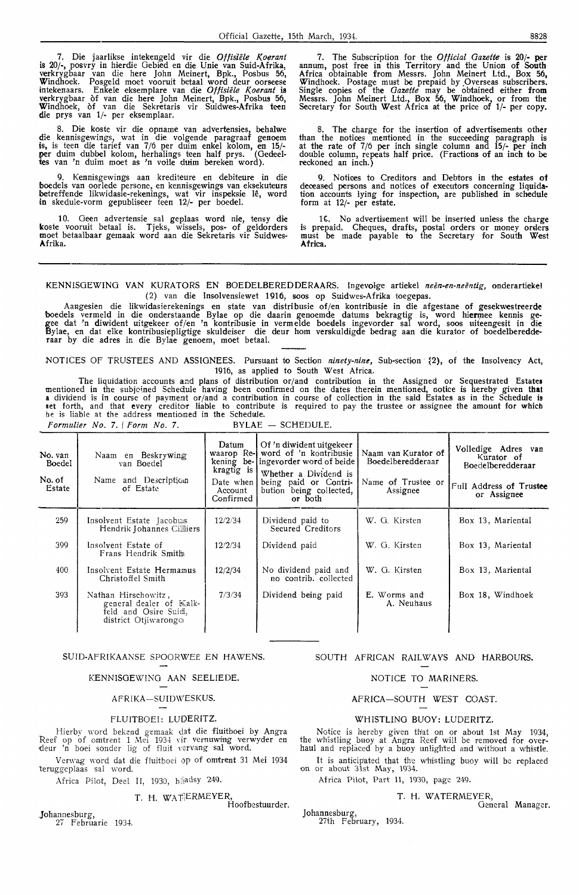7. Die jaarlikse intekengeld vir die *Offisiële Koerant* is 20/-, posvry in hierdie Gebied en die Unie van Suid-Afrika, verkrygbaar van die here John Meinert, Bpk., Posbus 56, Windhoek. Posgeld moet vooruit betaal word deur oorseese intekenaars. Enkele eksemplare van die *Offisiële Koerant* is verkrygbaar òf van die here John Meinert, Bpk., Posbus 56, Windhoek, òf van die Sekretaris vir Suidwes-Afrika teen die prys van 1/- per eksemplaar.

8. Die koste vir die opname van advertensies, behalwe die kennisgewings, wat in die volgende paragraaf genoem is, is teen die tarief van 7/6 per duim enkel kolom, en 15/- per duim dubbel kolom, herhalings teen half prys. (Gedeeltes van 'n duim moet as 'n volle duim bereken word).

9. Kennisgewings aan krediteure en debiteure in die boedels van oorlede persone, en kennisgewings van eksekuteurs betreffende likwidasie-rekenings, wat vir inspeksie lê, word in skedule-vorm gepubliseer teen 12/- per boedel.

10. Geen advertensie sal geplaas word nie, tensy die koste vooruit betaal is. Tjeks, wissels, pos- of geldorders moet betaalbaar gemaak word aan die Sekretaris vir Suidwes-Afrika.

7. The Subscription for the *Official Gazette* is 20/- per annum, post free in this Territory and the Union of South Africa obtainable from Messrs. John Meinert Ltd., Box 56, Windhoek. Postage must be prepaid by Overseas subscribers. Single copies of the *Gazette* may be obtained either from Messrs. John Meinert Ltd., Box 56, Windhoek, or from the Secretary for South West Africa at the price of 1/- per copy.

8. The charge for the insertion of advertisements other than the notices mentioned in the succeeding paragraph is at the rate of 7/6 per inch single column and 15/- per inch double column, repeats half price. (Fractions of an inch to be reckoned an inch.)

9. Notices to Creditors and Debtors in the estates of deceased persons and notices of executors concerning liquidation accounts lying for inspection, are published in schedule form at 12/- per estate.

10. No advertisement will be inserted unless the charge is prepaid. Cheques, drafts, postal orders or money orders must be made payable to the Secretary for South West Africa.

---

KENNISGEWING VAN KURATORS EN BOEDELBEREDDERAARS. Ingevolge artiekel *neën-en-neëntig*, onderartiekel (2) van die Insolvensiewet 1916, soos op Suidwes-Afrika toegepas.

Aangesien die likwidasierekenings en state van distribusie of/en kontribusie in die afgestane of gesekwestreerde boedels vermeld in die onderstaande Bylae op die daarin genoemde datums bekragtig is, word hiermee kennis gegee dat 'n diwident uitgekeer of/en 'n kontribusie in vermelde boedels ingevorder sal word, soos uiteengesit in die Bylae, en dat elke kontribusiepligtige skuldeiser die deur hom verskuldigde bedrag aan die kurator of boedelberedderaar by die adres in die Bylae genoem, moet betaal.

NOTICES OF TRUSTEES AND ASSIGNEES. Pursuant to Section *ninety-nine*, Sub-section (2), of the Insolvency Act, 1916, as applied to South West Africa.

The liquidation accounts and plans of distribution or/and contribution in the Assigned or Sequestrated Estates mentioned in the subjoined Schedule having been confirmed on the dates therein mentioned, notice is hereby given that a dividend is in course of payment or/and a contribution in course of collection in the said Estates as in the Schedule is set forth, and that every creditor liable to contribute is required to pay the trustee or assignee the amount for which he is liable at the address mentioned in the Schedule.

*Formulier No. 7.* | *Form No. 7.* BYLAE — SCHEDULE.

| No. van Boedel / No. of Estate | Naam en Beskrywing van Boedel / Name and Description of Estate | Datum waarop Rekening bekragtig is / Date when Account Confirmed | Of 'n diwident uitgekeer word of 'n kontribusie ingevorder word of beide / Whether a Dividend is being paid or Contribution being collected, or both | Naam van Kurator of Boedelberedderaar / Name of Trustee or Assignee | Volledige Adres van Kurator of Boedelberedderaar / Full Address of Trustee or Assignee |
|---|---|---|---|---|---|
| 259 | Insolvent Estate Jacobus Hendrik Johannes Cilliers | 12/2/34 | Dividend paid to Secured Creditors | W. G. Kirsten | Box 13, Mariental |
| 399 | Insolvent Estate of Frans Hendrik Smith | 12/2/34 | Dividend paid | W. G. Kirsten | Box 13, Mariental |
| 400 | Insolvent Estate Hermanus Christoffel Smith | 12/2/34 | No dividend paid and no contrib. collected | W. G. Kirsten | Box 13, Mariental |
| 393 | Nathan Hirschowitz, general dealer of Kalkfeld and Osire Suid, district Otjiwarongo | 7/3/34 | Dividend being paid | E. Worms and A. Neuhaus | Box 18, Windhoek |

---

SUID-AFRIKAANSE SPOORWEË EN HAWENS.

KENNISGEWING AAN SEELIEDE.

AFRIKA—SUIDWESKUS.

FLUITBOEI: LUDERITZ.

Hierby word bekend gemaak dat die fluitboei by Angra Reef op of omtrent 1 Mei 1934 vir vernuwing verwyder en deur 'n boei sonder lig of fluit vervang sal word.

Verwag word dat die fluitboei op of omtrent 31 Mei 1934 teruggeplaas sal word.

Africa Pilot, Deel II, 1930, bladsy 249.

T. H. WATERMEYER,
Hoofbestuurder.

Johannesburg,
27 Februarie 1934.

SOUTH AFRICAN RAILWAYS AND HARBOURS.

NOTICE TO MARINERS.

AFRICA—SOUTH WEST COAST.

WHISTLING BUOY: LUDERITZ.

Notice is hereby given that on or about 1st May 1934, the whistling buoy at Angra Reef will be removed for overhaul and replaced by a buoy unlighted and without a whistle.

It is anticipated that the whistling buoy will be replaced on or about 31st May, 1934.

Africa Pilot, Part II, 1930, page 249.

T. H. WATERMEYER,
General Manager.

Johannesburg,
27th February, 1934.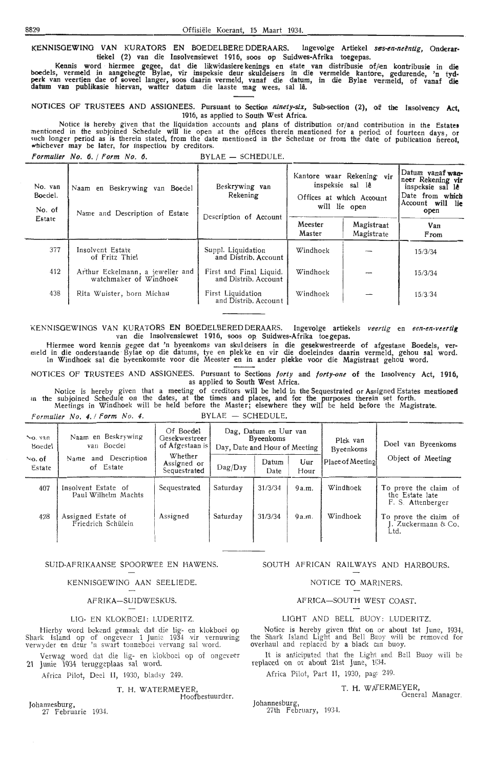KENNISGEWING VAN KURATORS EN BOEDELBEREDDERAARS. Ingevolge Artiekel *ses-en-neëntig*, Onderartiekel (2) van die Insolvensiewet 1916, soos op Suidwes-Afrika toegepas.

Kennis word hiermee gegee, dat die likwidasierekenings en state van distribusie of/en kontribusie in die boedels, vermeld in aangehegte Bylae, vir inspeksie deur skuldeisers in die vermelde kantore, gedurende, 'n tydperk van veertien dae of soveel langer, soos daarin vermeld, vanaf die datum, in die Bylae vermeld, of vanaf die datum van publikasie hiervan, watter datum die laaste mag wees, sal lê.

NOTICES OF TRUSTEES AND ASSIGNEES. Pursuant to Section *ninety-six*, Sub-section (2), of the Insolvency Act, 1916, as applied to South West Africa.

Notice is hereby given that the liquidation accounts and plans of distribution or/and contribution in the Estates mentioned in the subjoined Schedule will lie open at the offices therein mentioned for a period of fourteen days, or such longer period as is therein stated, from the date mentioned in the Schedule or from the date of publication hereof, whichever may be later, for inspection by creditors.

*Formulier No. 6. / Form No. 6.* BYLAE — SCHEDULE.

| No. van Boedel. / No. of Estate | Naam en Beskrywing van Boedel / Name and Description of Estate | Beskrywing van Rekening / Description of Account | Kantore waar Rekening vir inspeksie sal lê / Offices at which Account will lie open | | Datum vanaf wanneer Rekening vir inspeksie sal lê / Date from which Account will lie open |
|---|---|---|---|---|---|
| | | | Meester / Master | Magistraat / Magistrate | Van / From |
| 377 | Insolvent Estate of Fritz Thiel | Suppl. Liquidation and Distrib. Account | Windhoek | — | 15/3/34 |
| 412 | Arthur Eckelmann, a jeweller and watchmaker of Windhoek | First and Final Liquid. and Distrib. Account | Windhoek | — | 15/3/34 |
| 438 | Rita Wuister, born Michau | First Liquidation and Distrib. Account | Windhoek | — | 15/3/34 |

KENNISGEWINGS VAN KURATORS EN BOEDELBEREDDERAARS. Ingevolge artiekels *veertig* en *een-en-veertig* van die Insolvensiewet 1916, soos op Suidwes-Afrika toegepas.

Hiermee word kennis gegee dat 'n byeenkoms van skuldeisers in die gesekwestreerde of afgestane Boedels, vermeld in die onderstaande Bylae op die datums, tye en plekke en vir die doeleindes daarin vermeld, gehou sal word. In Windhoek sal die byeenkomste voor die Meester en in ander plekke voor die Magistraat gehou word.

NOTICES OF TRUSTEES AND ASSIGNEES. Pursuant to Sections *forty* and *forty-one* of the Insolvency Act, 1916, as applied to South West Africa.

Notice is hereby given that a meeting of creditors will be held in the Sequestrated or Assigned Estates mentioned in the subjoined Schedule on the dates, at the times and places, and for the purposes therein set forth. Meetings in Windhoek will be held before the Master; elsewhere they will be held before the Magistrate.

*Formulier No. 4. / Form No. 4.* BYLAE — SCHEDULE.

| No. van Boedel / No. of Estate | Naam en Beskrywing van Boedel / Name and Description of Estate | Of Boedel Gesekwestreer of Afgestaan is / Whether Assigned or Sequestrated | Dag, Datum en Uur van Byeenkoms / Day, Date and Hour of Meeting | | | Plek van Byeenkoms / Place of Meeting | Doel van Byeenkoms / Object of Meeting |
|---|---|---|---|---|---|---|---|
| | | | Dag/Day | Datum / Date | Uur / Hour | | |
| 407 | Insolvent Estate of Paul Wilhelm Machts | Sequestrated | Saturday | 31/3/34 | 9 a.m. | Windhoek | To prove the claim of the Estate late F. S. Attenberger |
| 428 | Assigned Estate of Friedrich Schülein | Assigned | Saturday | 31/3/34 | 9 a.m. | Windhoek | To prove the claim of J. Zuckermann & Co. Ltd. |

SUID-AFRIKAANSE SPOORWEË EN HAWENS.

KENNISGEWING AAN SEELIEDE.

AFRIKA—SUIDWESKUS.

LIG- EN KLOKBOEI: LUDERITZ.

Hierby word bekend gemaak dat die lig- en klokboei op Shark Island op of ongeveer 1 Junie 1934 vir vernuwing verwyder en deur 'n swart tonneboei vervang sal word.

Verwag word dat die lig- en klokboei op of ongeveer 21 Junie 1934 teruggeplaas sal word.

Africa Pilot, Deel II, 1930, bladsy 249.

T. H. WATERMEYER,
Hoofbestuurder.

Johannesburg,
27 Februarie 1934.

SOUTH AFRICAN RAILWAYS AND HARBOURS.

NOTICE TO MARINERS.

AFRICA—SOUTH WEST COAST.

LIGHT AND BELL BUOY: LUDERITZ.

Notice is hereby given that on or about 1st June, 1934, the Shark Island Light and Bell Buoy will be removed for overhaul and replaced by a black can buoy.

It is anticipated that the Light and Bell Buoy will be replaced on or about 21st June, 1934.

Africa Pilot, Part II, 1930, page 249.

T. H. WATERMEYER,
General Manager.

Johannesburg,
27th February, 1934.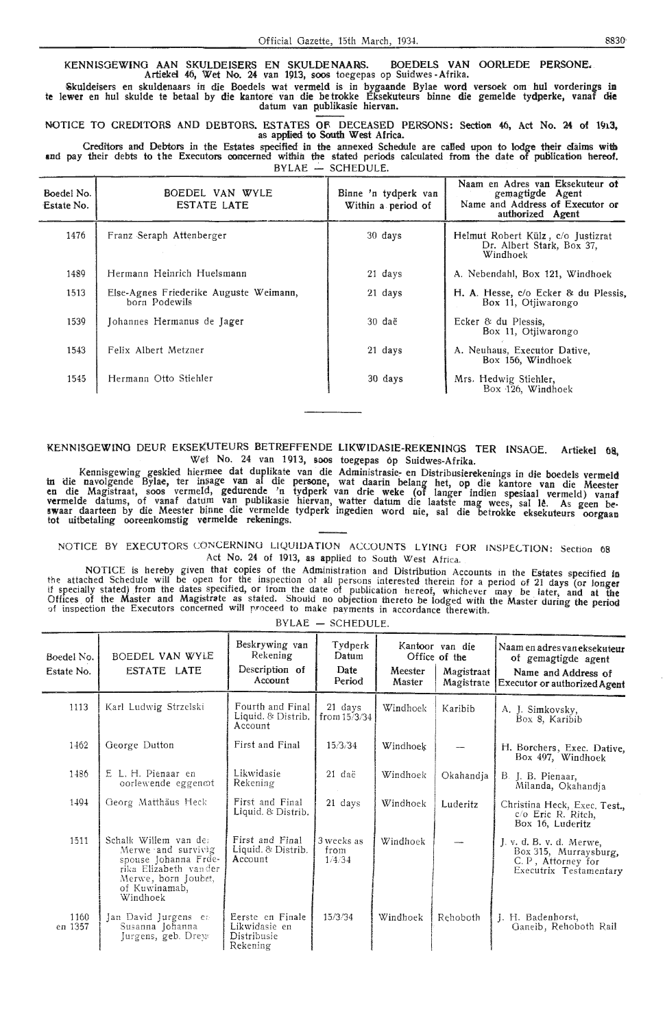## KENNISGEWING AAN SKULDEISERS EN SKULDENAARS. BOEDELS VAN OORLEDE PERSONE.

**Artiekel 46, Wet No. 24 van 1913, soos toegepas op Suidwes-Afrika.**

**Skuldeisers en skuldenaars in die Boedels wat vermeld is in bygaande Bylae word versoek om hul vorderings in te lewer en hul skulde te betaal by die kantore van die betrokke Eksekuteurs binne die gemelde tydperke, vanaf die datum van publikasie hiervan.**

## NOTICE TO CREDITORS AND DEBTORS. ESTATES OF DECEASED PERSONS: Section 46, Act No. 24 of 1913, as applied to South West Africa.

**Creditors and Debtors in the Estates specified in the annexed Schedule are called upon to lodge their claims with and pay their debts to the Executors concerned within the stated periods calculated from the date of publication hereof.**

BYLAE — SCHEDULE.

| Boedel No. Estate No. | BOEDEL VAN WYLE ESTATE LATE | Binne 'n tydperk van Within a period of | Naam en Adres van Eksekuteur of gemagtigde Agent Name and Address of Executor or authorized Agent |
|---|---|---|---|
| 1476 | Franz Seraph Attenberger | 30 days | Helmut Robert Külz, c/o Justizrat Dr. Albert Stark, Box 37, Windhoek |
| 1489 | Hermann Heinrich Huelsmann | 21 days | A. Nebendahl, Box 121, Windhoek |
| 1513 | Else-Agnes Friederike Auguste Weimann, born Podewils | 21 days | H. A. Hesse, c/o Ecker & du Plessis, Box 11, Otjiwarongo |
| 1539 | Johannes Hermanus de Jager | 30 daë | Ecker & du Plessis, Box 11, Otjiwarongo |
| 1543 | Felix Albert Metzner | 21 days | A. Neuhaus, Executor Dative, Box 156, Windhoek |
| 1545 | Hermann Otto Stiehler | 30 days | Mrs. Hedwig Stiehler, Box 126, Windhoek |

---

## KENNISGEWING DEUR EKSEKUTEURS BETREFFENDE LIKWIDASIE-REKENINGS TER INSAGE. Artiekel 68, Wet No. 24 van 1913, soos toegepas op Suidwes-Afrika.

Kennisgewing geskied hiermee dat duplikate van die Administrasie- en Distribusierekenings in die boedels vermeld in die navolgende Bylae, ter insage van al die persone, wat daarin belang het, op die kantore van die Meester en die Magistraat, soos vermeld, gedurende 'n tydperk van drie weke (of langer indien spesiaal vermeld) vanaf vermelde datums, of vanaf datum van publikasie hiervan, watter datum die laatste mag wees, sal lê. As geen beswaar daarteen by die Meester binne die vermelde tydperk ingedien word nie, sal die betrokke eksekuteurs oorgaan tot uitbetaling ooreenkomstig vermelde rekenings.

## NOTICE BY EXECUTORS CONCERNING LIQUIDATION ACCOUNTS LYING FOR INSPECTION: Section 68 Act No. 24 of 1913, as applied to South West Africa.

NOTICE is hereby given that copies of the Administration and Distribution Accounts in the Estates specified in the attached Schedule will be open for the inspection of all persons interested therein for a period of 21 days (or longer if specially stated) from the dates specified, or from the date of publication hereof, whichever may be later, and at the Offices of the Master and Magistrate as stated. Should no objection thereto be lodged with the Master during the period of inspection the Executors concerned will proceed to make payments in accordance therewith.

BYLAE — SCHEDULE.

| Boedel No. Estate No. | BOEDEL VAN WYLE ESTATE LATE | Beskrywing van Rekening Description of Account | Tydperk Datum Date Period | Kantoor van die Office of the Meester Master | Magistraat Magistrate | Naam en adres van eksekuteur of gemagtigde agent Name and Address of Executor or authorized Agent |
|---|---|---|---|---|---|---|
| 1113 | Karl Ludwig Strzelski | Fourth and Final Liquid. & Distrib. Account | 21 days from 15/3/34 | Windhoek | Karibib | A. J. Simkovsky, Box 8, Karibib |
| 1462 | George Dutton | First and Final | 15/3/34 | Windhoek | — | H. Borchers, Exec. Dative, Box 497, Windhoek |
| 1486 | E. L. H. Pienaar en oorlewende eggenoot | Likwidasie Rekening | 21 daë | Windhoek | Okahandja | B. J. B. Pienaar, Milanda, Okahandja |
| 1494 | Georg Matthäus Heck | First and Final Liquid. & Distrib. | 21 days | Windhoek | Luderitz | Christina Heck, Exec. Test., c/o Eric R. Ritch, Box 16, Luderitz |
| 1511 | Schalk Willem van der Merwe and surviving spouse Johanna Frederika Elizabeth van der Merwe, born Joubert, of Kuwinamab, Windhoek | First and Final Liquid. & Distrib. Account | 3 weeks as from 1/4/34 | Windhoek | — | J. v. d. B. v. d. Merwe, Box 315, Murraysburg, C. P., Attorney for Executrix Testamentary |
| 1160 en 1357 | Jan David Jurgens en Susanna Johanna Jurgens, geb. Dreyer | Eerste en Finale Likwidasie en Distribusie Rekening | 15/3/34 | Windhoek | Rehoboth | J. H. Badenhorst, Ganeib, Rehoboth Rail |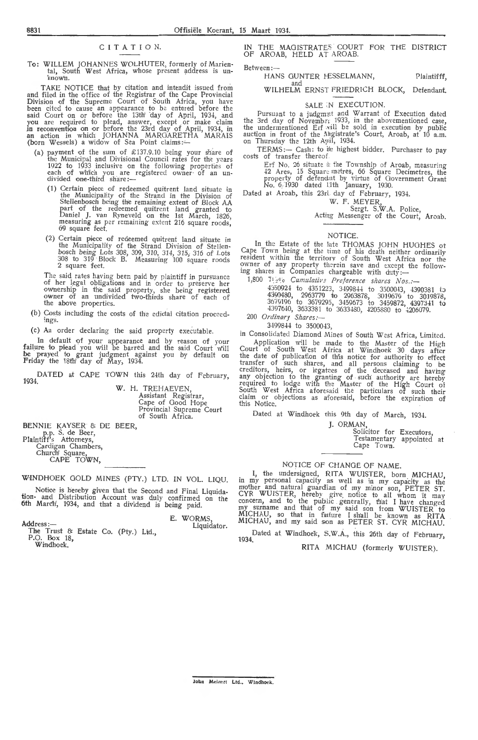## CITATION.

To: WILLEM JOHANNES WOLHUTER, formerly of Mariental, South West Africa, whose present address is unknown.

TAKE NOTICE that by citation and intendit issued from and filed in the office of the Registrar of the Cape Provincial Division of the Supreme Court of South Africa, you have been cited to cause an appearance to be entered before the said Court on or before the 13th day of April, 1934, and you are required to plead, answer, except or make claim in reconvention on or before the 23rd day of April, 1934, in an action in which JOHANNA MARGARETHA MARAIS (born Wessels) a widow of Sea Point claims:—

(a) payment of the sum of £137.9.10 being your share of the Municipal and Divisional Council rates for the years 1922 to 1933 inclusive on the following properties of each of which you are registered owner of an undivided one-third share:—

(1) Certain piece of redeemed quitrent land situate in the Municipality of the Strand in the Division of Stellenbosch being the remaining extent of Block AA part of the redeemed quitrent land granted to Daniel J. van Ryneveld on the 1st March, 1826, measuring as per remaining extent 216 square roods, 69 square feet.

(2) Certain piece of redeemed quitrent land situate in the Municipality of the Strand Division of Stellenbosch being Lots 308, 309, 310, 314, 315, 316 of Lots 308 to 319 Block B. Measuring 100 square roods 2 square feet.

The said rates having been paid by plaintiff in pursuance of her legal obligations and in order to preserve her ownership in the said property, she being registered owner of an undivided two-thirds share of each of the above properties.

(b) Costs including the costs of the edictal citation proceedings.

(c) An order declaring the said property executable.

In default of your appearance and by reason of your failure to plead you will be barred and the said Court will be prayed to grant judgment against you by default on Friday the 18th day of May, 1934.

DATED at CAPE TOWN this 24th day of February, 1934.

W. H. TREHAEVEN,
Assistant Registrar,
Cape of Good Hope
Provincial Supreme Court
of South Africa.

BENNIE KAYSER & DE BEER,
p.p. S. de Beer,
Plaintiff's Attorneys,
Cardigan Chambers,
Church Square,
CAPE TOWN.

---

## WINDHOEK GOLD MINES (PTY.) LTD. IN VOL. LIQU.

Notice is hereby given that the Second and Final Liquidation- and Distribution Account was duly confirmed on the 6th March, 1934, and that a dividend is being paid.

E. WORMS,
Liquidator.

Address:—
The Trust & Estate Co. (Pty.) Ltd.,
P.O. Box 18,
Windhoek.

---

## IN THE MAGISTRATES COURT FOR THE DISTRICT OF AROAB, HELD AT AROAB.

Between:—

HANS GUNTER HESSELMANN, Plaintifff,
and
WILHELM ERNST FRIEDRICH BLOCK, Defendant.

### SALE IN EXECUTION.

Pursuant to a judgment and Warrant of Execution dated the 3rd day of November, 1933, in the abovementioned case, the undermentioned Erf will be sold in execution by public auction in front of the Magistrate's Court, Aroab, at 10 a.m. on Thursday the 12th April, 1934.

TERMS:— Cash: to the highest bidder. Purchaser to pay costs of transfer thereof.

Erf No. 26 situate in the Township of Aroab, measuring 42 Ares, 15 Square metres, 66 Square Decimetres, the property of defendant by virtue of Government Grant No. 6/1930 dated 11th January, 1930.

Dated at Aroab, this 23rd day of February, 1934.

W. F. MEYER,
Sergt. S.W.A. Police,
Acting Messenger of the Court, Aroab.

---

## NOTICE.

In the Estate of the late THOMAS JOHN HUGHES of Cape Town being at the time of his death neither ordinarily resident within the territory of South West Africa nor the owner of any property therein save and except the following shares in Companies chargeable with duty:—

1,800 7½% *Cumulative Preference shares Nos.:*—
4350924 to 4351223, 3499844 to 3500043, 4390381 to 4390480, 2963779 to 2963878, 3019679 to 3019878, 3679196 to 3679295, 3459673 to 3459872, 4397341 to 4397640, 3633381 to 3633480, 4205880 to 4206079.

200 *Ordinary Shares:*—
3499844 to 3500043,

in Consolidated Diamond Mines of South West Africa, Limited.

Application will be made to the Master of the High Court of South West Africa at Windhoek 30 days after the date of publication of this notice for authority to effect transfer of such shares, and all persons claiming to be creditors, heirs, or legatees of the deceased and having any objection to the granting of such authority are hereby required to lodge with the Master of the High Court of South West Africa aforesaid the particulars of such their claim or objections as aforesaid, before the expiration of this Notice.

Dated at Windhoek this 9th day of March, 1934.

J. ORMAN,
Solicitor for Executors,
Testamentary appointed at
Cape Town.

---

## NOTICE OF CHANGE OF NAME.

I, the undersigned, RITA WUISTER, born MICHAU, in my personal capacity as well as in my capacity as the mother and natural guardian of my minor son, PETER ST. CYR WUISTER, hereby give notice to all whom it may concern, and to the public generally, that I have changed my surname and that of my said son from WUISTER to MICHAU, so that in future I shall be known as RITA MICHAU, and my said son as PETER ST. CYR MICHAU.

Dated at Windhoek, S.W.A., this 26th day of February, 1934.

RITA MICHAU (formerly WUISTER).

---

John Meinert Ltd., Windhoek.